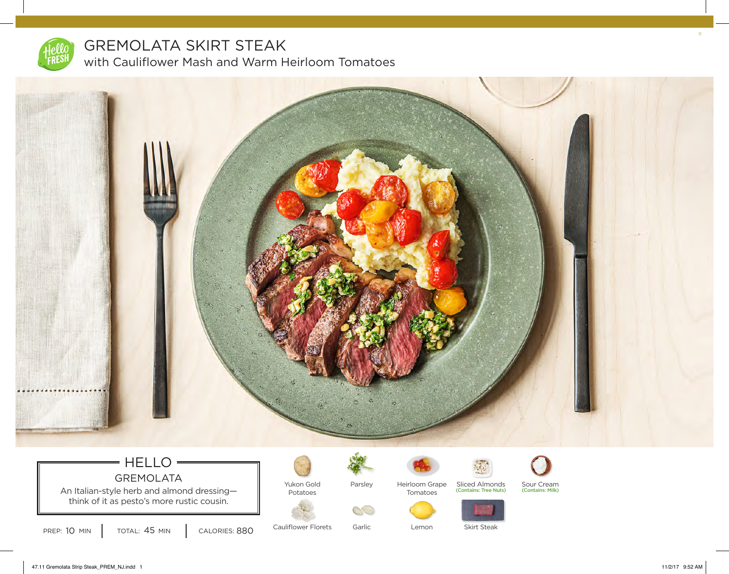# GREMOLATA SKIRT STEAK

## with Cauliflower Mash and Warm Heirloom Tomatoes

## HELLO

### GREMOLATA

An Italian-style herb and almond dressing—think of it as pesto's more rustic cousin.

PREP: 10 MIN | TOTAL: 45 MIN | CALORIES: 880

- Yukon Gold Potatoes
- Parsley
- Heirloom Grape Tomatoes
- Sliced Almonds (Contains: Tree Nuts)
- Sour Cream (Contains: Milk)
- Cauliflower Florets
- Garlic
- Lemon
- Skirt Steak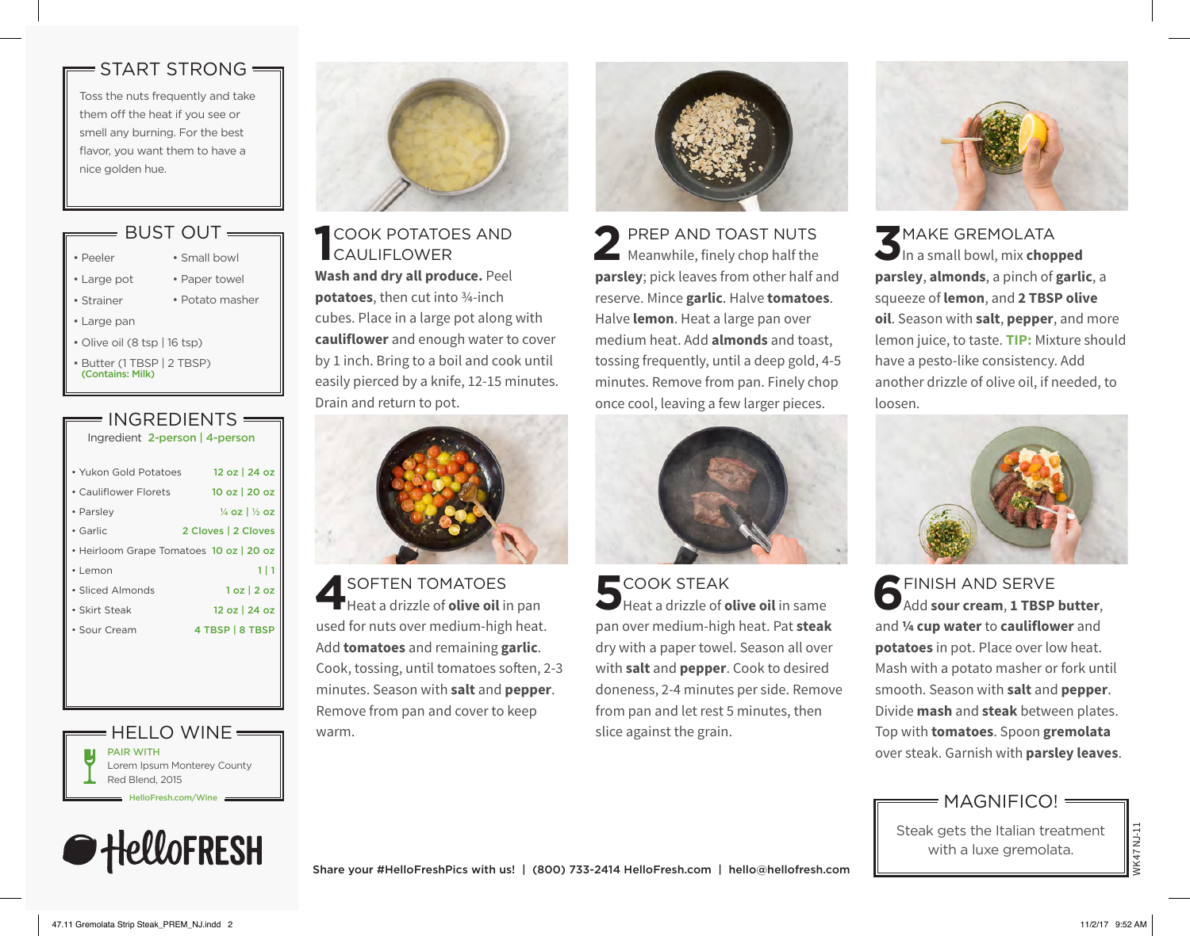## START STRONG

Toss the nuts frequently and take them off the heat if you see or smell any burning. For the best flavor, you want them to have a nice golden hue.

## BUST OUT

- Peeler
- Small bowl
- Large pot
- Paper towel
- Strainer
- Potato masher
- Large pan
- Olive oil (8 tsp | 16 tsp)
- Butter (1 TBSP | 2 TBSP) **(Contains: Milk)**

## INGREDIENTS

| Ingredient | 2-person \| 4-person |
|---|---|
| Yukon Gold Potatoes | 12 oz \| 24 oz |
| Cauliflower Florets | 10 oz \| 20 oz |
| Parsley | ¼ oz \| ½ oz |
| Garlic | 2 Cloves \| 2 Cloves |
| Heirloom Grape Tomatoes | 10 oz \| 20 oz |
| Lemon | 1 \| 1 |
| Sliced Almonds | 1 oz \| 2 oz |
| Skirt Steak | 12 oz \| 24 oz |
| Sour Cream | 4 TBSP \| 8 TBSP |

## HELLO WINE

PAIR WITH
Lorem Ipsum Monterey County Red Blend, 2015

HelloFresh.com/Wine

HelloFRESH

## 1 COOK POTATOES AND CAULIFLOWER

**Wash and dry all produce.** Peel **potatoes**, then cut into ¾-inch cubes. Place in a large pot along with **cauliflower** and enough water to cover by 1 inch. Bring to a boil and cook until easily pierced by a knife, 12-15 minutes. Drain and return to pot.

## 2 PREP AND TOAST NUTS

Meanwhile, finely chop half the **parsley**; pick leaves from other half and reserve. Mince **garlic**. Halve **tomatoes**. Halve **lemon**. Heat a large pan over medium heat. Add **almonds** and toast, tossing frequently, until a deep gold, 4-5 minutes. Remove from pan. Finely chop once cool, leaving a few larger pieces.

## 3 MAKE GREMOLATA

In a small bowl, mix **chopped parsley**, **almonds**, a pinch of **garlic**, a squeeze of **lemon**, and **2 TBSP olive oil**. Season with **salt**, **pepper**, and more lemon juice, to taste. **TIP:** Mixture should have a pesto-like consistency. Add another drizzle of olive oil, if needed, to loosen.

## 4 SOFTEN TOMATOES

Heat a drizzle of **olive oil** in pan used for nuts over medium-high heat. Add **tomatoes** and remaining **garlic**. Cook, tossing, until tomatoes soften, 2-3 minutes. Season with **salt** and **pepper**. Remove from pan and cover to keep warm.

## 5 COOK STEAK

Heat a drizzle of **olive oil** in same pan over medium-high heat. Pat **steak** dry with a paper towel. Season all over with **salt** and **pepper**. Cook to desired doneness, 2-4 minutes per side. Remove from pan and let rest 5 minutes, then slice against the grain.

## 6 FINISH AND SERVE

Add **sour cream**, **1 TBSP butter**, and **¼ cup water** to **cauliflower** and **potatoes** in pot. Place over low heat. Mash with a potato masher or fork until smooth. Season with **salt** and **pepper**. Divide **mash** and **steak** between plates. Top with **tomatoes**. Spoon **gremolata** over steak. Garnish with **parsley leaves**.

## MAGNIFICO!

Steak gets the Italian treatment with a luxe gremolata.

WK47 NJ-11

Share your #HelloFreshPics with us! | (800) 733-2414 HelloFresh.com | hello@hellofresh.com